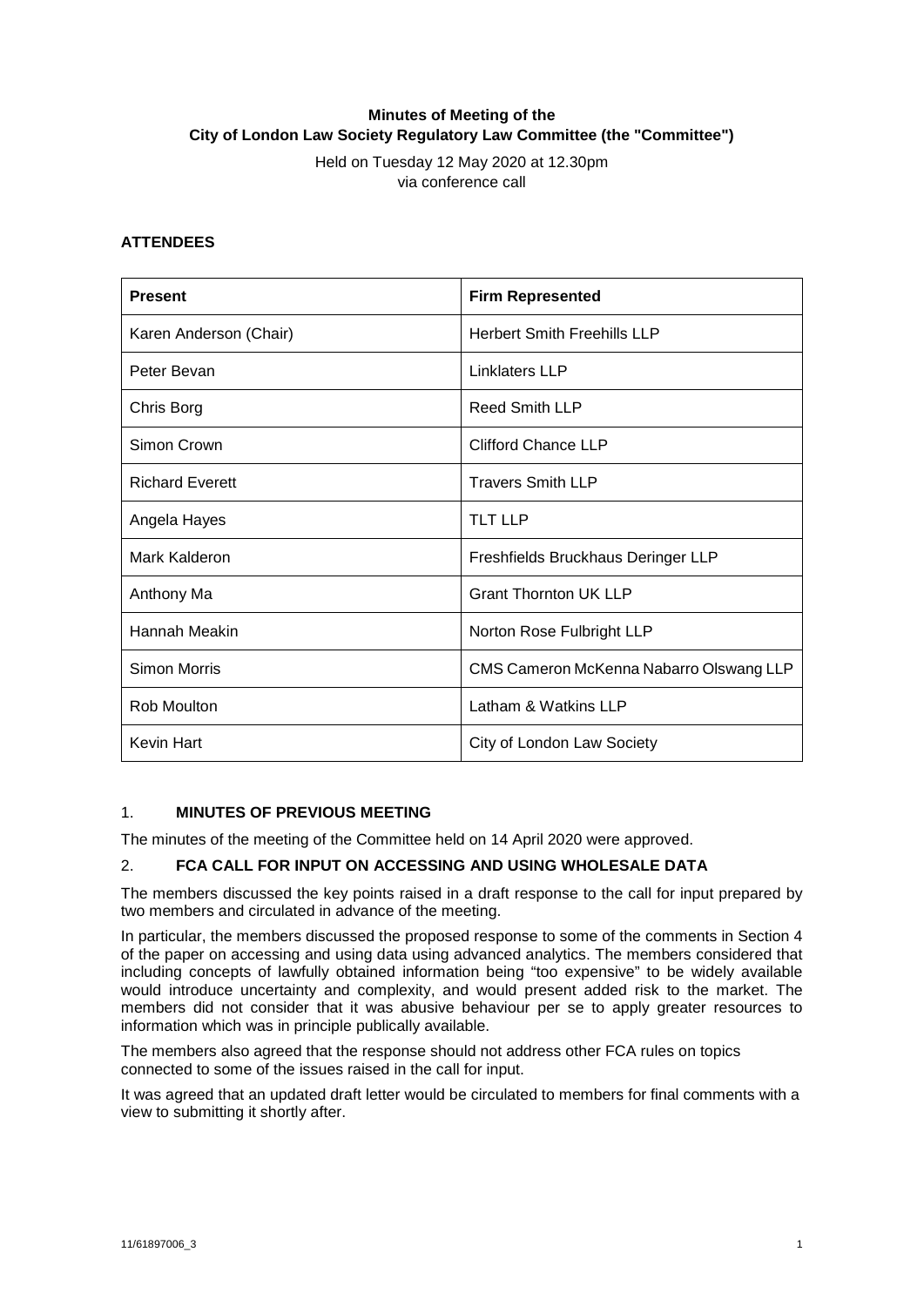**Minutes of Meeting of the**
**City of London Law Society Regulatory Law Committee (the "Committee")**

Held on Tuesday 12 May 2020 at 12.30pm
via conference call

**ATTENDEES**

| **Present** | **Firm Represented** |
| --- | --- |
| Karen Anderson (Chair) | Herbert Smith Freehills LLP |
| Peter Bevan | Linklaters LLP |
| Chris Borg | Reed Smith LLP |
| Simon Crown | Clifford Chance LLP |
| Richard Everett | Travers Smith LLP |
| Angela Hayes | TLT LLP |
| Mark Kalderon | Freshfields Bruckhaus Deringer LLP |
| Anthony Ma | Grant Thornton UK LLP |
| Hannah Meakin | Norton Rose Fulbright LLP |
| Simon Morris | CMS Cameron McKenna Nabarro Olswang LLP |
| Rob Moulton | Latham & Watkins LLP |
| Kevin Hart | City of London Law Society |

## 1. **MINUTES OF PREVIOUS MEETING**

The minutes of the meeting of the Committee held on 14 April 2020 were approved.

## 2. **FCA CALL FOR INPUT ON ACCESSING AND USING WHOLESALE DATA**

The members discussed the key points raised in a draft response to the call for input prepared by two members and circulated in advance of the meeting.

In particular, the members discussed the proposed response to some of the comments in Section 4 of the paper on accessing and using data using advanced analytics. The members considered that including concepts of lawfully obtained information being "too expensive" to be widely available would introduce uncertainty and complexity, and would present added risk to the market. The members did not consider that it was abusive behaviour per se to apply greater resources to information which was in principle publically available.

The members also agreed that the response should not address other FCA rules on topics connected to some of the issues raised in the call for input.

It was agreed that an updated draft letter would be circulated to members for final comments with a view to submitting it shortly after.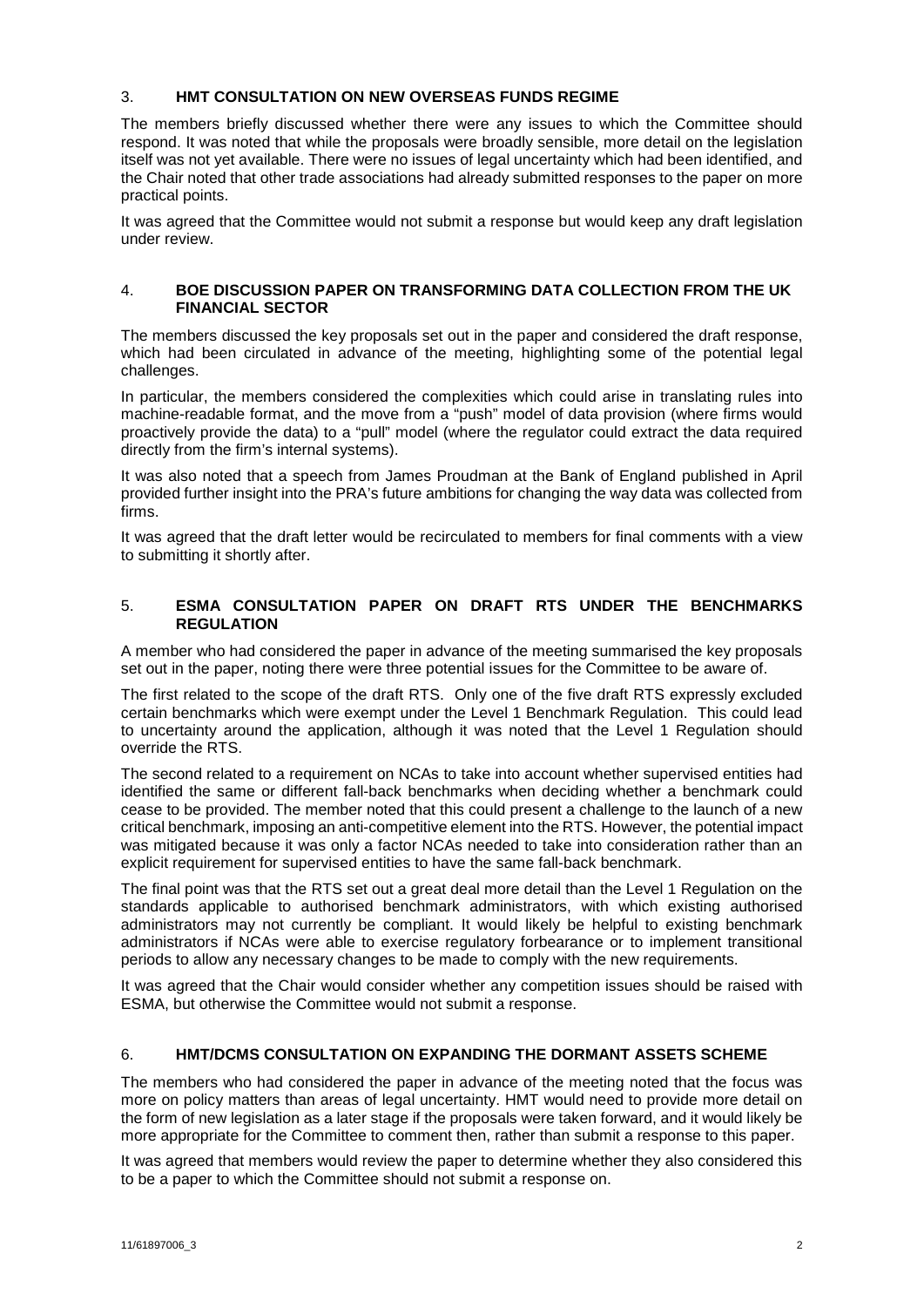## 3. HMT CONSULTATION ON NEW OVERSEAS FUNDS REGIME

The members briefly discussed whether there were any issues to which the Committee should respond. It was noted that while the proposals were broadly sensible, more detail on the legislation itself was not yet available. There were no issues of legal uncertainty which had been identified, and the Chair noted that other trade associations had already submitted responses to the paper on more practical points.

It was agreed that the Committee would not submit a response but would keep any draft legislation under review.

## 4. BOE DISCUSSION PAPER ON TRANSFORMING DATA COLLECTION FROM THE UK FINANCIAL SECTOR

The members discussed the key proposals set out in the paper and considered the draft response, which had been circulated in advance of the meeting, highlighting some of the potential legal challenges.

In particular, the members considered the complexities which could arise in translating rules into machine-readable format, and the move from a "push" model of data provision (where firms would proactively provide the data) to a "pull" model (where the regulator could extract the data required directly from the firm's internal systems).

It was also noted that a speech from James Proudman at the Bank of England published in April provided further insight into the PRA's future ambitions for changing the way data was collected from firms.

It was agreed that the draft letter would be recirculated to members for final comments with a view to submitting it shortly after.

## 5. ESMA CONSULTATION PAPER ON DRAFT RTS UNDER THE BENCHMARKS REGULATION

A member who had considered the paper in advance of the meeting summarised the key proposals set out in the paper, noting there were three potential issues for the Committee to be aware of.

The first related to the scope of the draft RTS. Only one of the five draft RTS expressly excluded certain benchmarks which were exempt under the Level 1 Benchmark Regulation. This could lead to uncertainty around the application, although it was noted that the Level 1 Regulation should override the RTS.

The second related to a requirement on NCAs to take into account whether supervised entities had identified the same or different fall-back benchmarks when deciding whether a benchmark could cease to be provided. The member noted that this could present a challenge to the launch of a new critical benchmark, imposing an anti-competitive element into the RTS. However, the potential impact was mitigated because it was only a factor NCAs needed to take into consideration rather than an explicit requirement for supervised entities to have the same fall-back benchmark.

The final point was that the RTS set out a great deal more detail than the Level 1 Regulation on the standards applicable to authorised benchmark administrators, with which existing authorised administrators may not currently be compliant. It would likely be helpful to existing benchmark administrators if NCAs were able to exercise regulatory forbearance or to implement transitional periods to allow any necessary changes to be made to comply with the new requirements.

It was agreed that the Chair would consider whether any competition issues should be raised with ESMA, but otherwise the Committee would not submit a response.

## 6. HMT/DCMS CONSULTATION ON EXPANDING THE DORMANT ASSETS SCHEME

The members who had considered the paper in advance of the meeting noted that the focus was more on policy matters than areas of legal uncertainty. HMT would need to provide more detail on the form of new legislation as a later stage if the proposals were taken forward, and it would likely be more appropriate for the Committee to comment then, rather than submit a response to this paper.

It was agreed that members would review the paper to determine whether they also considered this to be a paper to which the Committee should not submit a response on.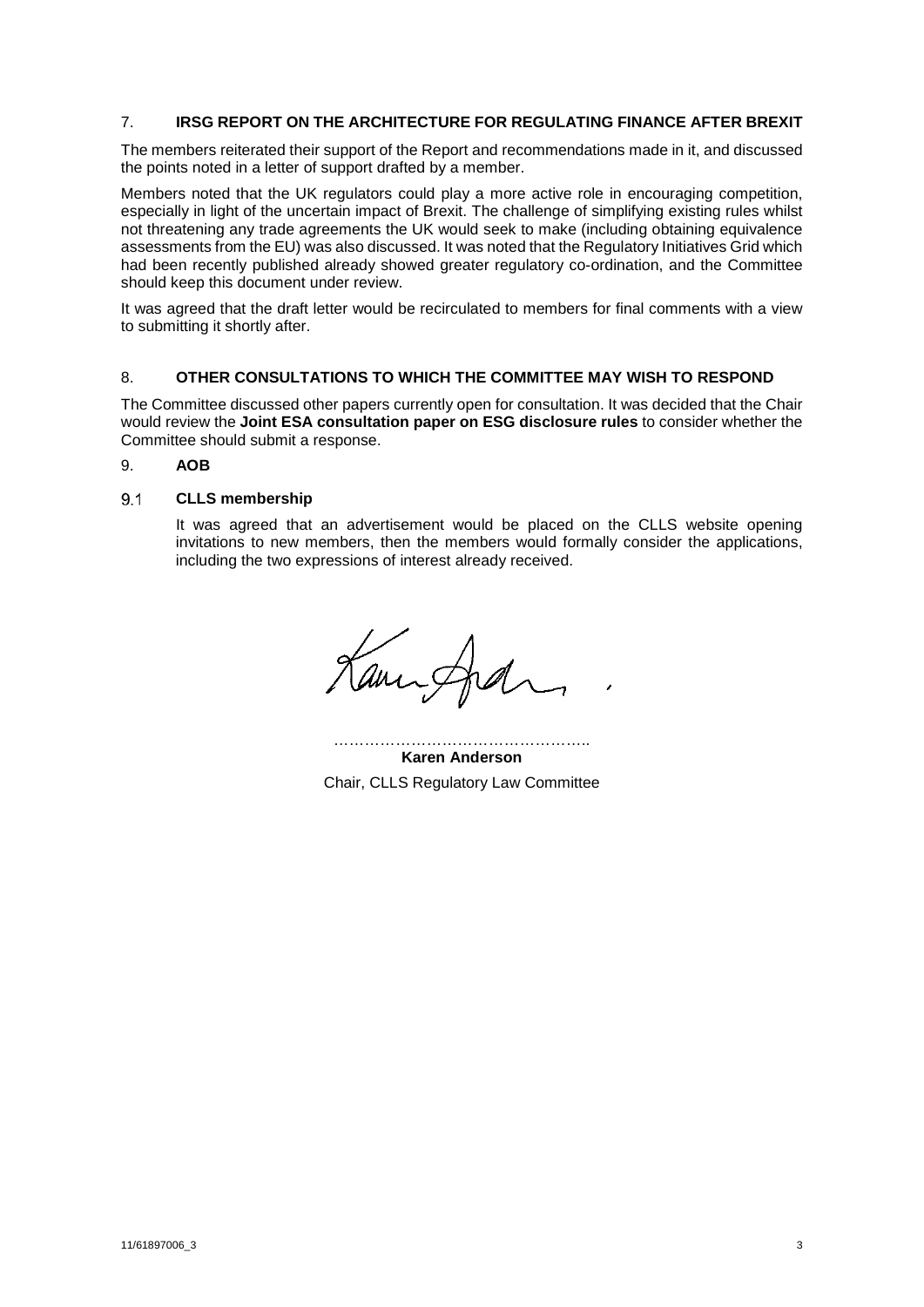## 7. IRSG REPORT ON THE ARCHITECTURE FOR REGULATING FINANCE AFTER BREXIT

The members reiterated their support of the Report and recommendations made in it, and discussed the points noted in a letter of support drafted by a member.

Members noted that the UK regulators could play a more active role in encouraging competition, especially in light of the uncertain impact of Brexit. The challenge of simplifying existing rules whilst not threatening any trade agreements the UK would seek to make (including obtaining equivalence assessments from the EU) was also discussed. It was noted that the Regulatory Initiatives Grid which had been recently published already showed greater regulatory co-ordination, and the Committee should keep this document under review.

It was agreed that the draft letter would be recirculated to members for final comments with a view to submitting it shortly after.

## 8. OTHER CONSULTATIONS TO WHICH THE COMMITTEE MAY WISH TO RESPOND

The Committee discussed other papers currently open for consultation. It was decided that the Chair would review the **Joint ESA consultation paper on ESG disclosure rules** to consider whether the Committee should submit a response.

## 9. AOB

### 9.1 CLLS membership

It was agreed that an advertisement would be placed on the CLLS website opening invitations to new members, then the members would formally consider the applications, including the two expressions of interest already received.

…………………………………………..

**Karen Anderson**

Chair, CLLS Regulatory Law Committee